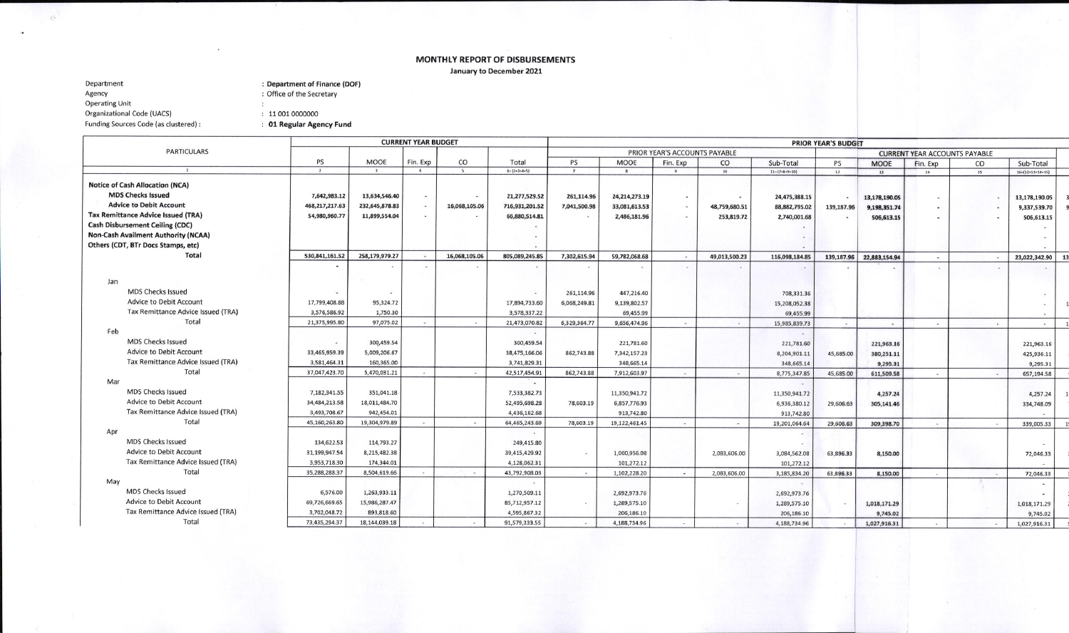# MONTHLY REPORT OF DISBURSEMENTS

**January to December 2021**

| | |
|---|---|
| Department | : **Department of Finance (DOF)** |
| Agency | : Office of the Secretary |
| Operating Unit | : |
| Organizational Code (UACS) | : 11 001 0000000 |
| Funding Sources Code (as clustered) : | : **01 Regular Agency Fund** |

| PARTICULARS | CURRENT YEAR BUDGET | | | | | PRIOR YEAR'S BUDGET | | | | | | | | | |
|---|---|---|---|---|---|---|---|---|---|---|---|---|---|---|---|
| | | | | | | PRIOR YEAR'S ACCOUNTS PAYABLE | | | | | CURRENT YEAR ACCOUNTS PAYABLE | | | | |
| | PS | MOOE | Fin. Exp | CO | Total | PS | MOOE | Fin. Exp | CO | Sub-Total | PS | MOOE | Fin. Exp | CO | Sub-Total |
| 1 | 2 | 3 | 4 | 5 | 6=(2+3+4+5) | 7 | 8 | 9 | 10 | 11=(7+8+9+10) | 12 | 13 | 14 | 15 | 16=(12+13+14+15) |
| **Notice of Cash Allocation (NCA)** | | | | | | | | | | | | | | | |
| **MDS Checks Issued** | 7,642,983.12 | 13,634,546.40 | - | - | 21,277,529.52 | 261,114.96 | 24,214,273.19 | - | - | 24,475,388.15 | - | 13,178,190.05 | - | - | 13,178,190.05 |
| **Advice to Debit Account** | 468,217,217.63 | 232,645,878.83 | - | 16,068,105.06 | 716,931,201.52 | 7,041,500.98 | 33,081,613.53 | - | 48,759,680.51 | 88,882,795.02 | 139,187.96 | 9,198,351.74 | - | - | 9,337,539.70 |
| **Tax Remittance Advice Issued (TRA)** | 54,980,960.77 | 11,899,554.04 | - | | 66,880,514.81 | - | 2,486,181.96 | - | 253,819.72 | 2,740,001.68 | - | 506,613.15 | - | - | 506,613.15 |
| **Cash Disbursement Ceiling (CDC)** | | | | | - | | | | | - | | | | | - |
| **Non-Cash Availment Authority (NCAA)** | | | | | - | | | | | - | | | | | - |
| **Others (CDT, BTr Docs Stamps, etc)** | | | | | - | | | | | - | | | | | - |
| **Total** | 530,841,161.52 | 258,179,979.27 | - | 16,068,105.06 | 805,089,245.85 | 7,302,615.94 | 59,782,068.68 | - | 49,013,500.23 | 116,098,184.85 | 139,187.96 | 22,883,154.94 | - | - | 23,022,342.90 |
| | - | - | - | - | - | - | - | - | - | - | - | - | - | - | - |
| Jan | | | | | | | | | | | | | | | |
| MDS Checks Issued | - | - | | | - | 261,114.96 | 447,216.40 | | | 708,331.36 | | | | | - |
| Advice to Debit Account | 17,799,408.88 | 95,324.72 | | | 17,894,733.60 | 6,068,249.81 | 9,139,802.57 | | | 15,208,052.38 | | | | | - |
| Tax Remittance Advice Issued (TRA) | 3,576,586.92 | 1,750.30 | | | 3,578,337.22 | | 69,455.99 | | | 69,455.99 | | | | | - |
| Total | 21,375,995.80 | 97,075.02 | - | - | 21,473,070.82 | 6,329,364.77 | 9,656,474.96 | - | - | 15,985,839.73 | - | - | - | - | - |
| Feb | | | | | - | | | | | - | | | | | |
| MDS Checks Issued | - | 300,459.54 | | | 300,459.54 | | 221,781.60 | | | 221,781.60 | | 221,963.16 | | | 221,963.16 |
| Advice to Debit Account | 33,465,959.39 | 5,009,206.67 | | | 38,475,166.06 | 862,743.88 | 7,342,157.23 | | | 8,204,901.11 | 45,685.00 | 380,251.11 | | | 425,936.11 |
| Tax Remittance Advice Issued (TRA) | 3,581,464.31 | 160,365.00 | | | 3,741,829.31 | | 348,665.14 | | | 348,665.14 | | 9,295.31 | | | 9,295.31 |
| Total | 37,047,423.70 | 5,470,031.21 | - | - | 42,517,454.91 | 862,743.88 | 7,912,603.97 | - | - | 8,775,347.85 | 45,685.00 | 611,509.58 | - | - | 657,194.58 |
| Mar | | | | | - | | | | | - | | | | | |
| MDS Checks Issued | 7,182,341.55 | 351,041.18 | | | 7,533,382.73 | | 11,350,941.72 | | | 11,350,941.72 | | 4,257.24 | | | 4,257.24 |
| Advice to Debit Account | 34,484,213.58 | 18,011,484.70 | | | 52,495,698.28 | 78,603.19 | 6,857,776.93 | | | 6,936,380.12 | 29,606.63 | 305,141.46 | | | 334,748.09 |
| Tax Remittance Advice Issued (TRA) | 3,493,708.67 | 942,454.01 | | | 4,436,162.68 | | 913,742.80 | | | 913,742.80 | | | | | - |
| Total | 45,160,263.80 | 19,304,979.89 | - | - | 64,465,243.69 | 78,603.19 | 19,122,461.45 | - | - | 19,201,064.64 | 29,606.63 | 309,398.70 | - | - | 339,005.33 |
| Apr | | | | | - | | | | | - | | | | | |
| MDS Checks Issued | 134,622.53 | 114,793.27 | | | 249,415.80 | | | | | - | | | | | - |
| Advice to Debit Account | 31,199,947.54 | 8,215,482.38 | | | 39,415,429.92 | - | 1,000,956.08 | | 2,083,606.00 | 3,084,562.08 | 63,896.33 | 8,150.00 | | | 72,046.33 |
| Tax Remittance Advice Issued (TRA) | 3,953,718.30 | 174,344.01 | | | 4,128,062.31 | | 101,272.12 | | | 101,272.12 | | | | | - |
| Total | 35,288,288.37 | 8,504,619.66 | - | - | 43,792,908.03 | - | 1,102,228.20 | - | 2,083,606.00 | 3,185,834.20 | 63,896.33 | 8,150.00 | - | - | 72,046.33 |
| May | | | | | - | | | | | - | | | | | - |
| MDS Checks Issued | 6,576.00 | 1,263,933.11 | | | 1,270,509.11 | | 2,692,973.76 | | | 2,692,973.76 | | | | | - |
| Advice to Debit Account | 69,726,669.65 | 15,986,287.47 | | | 85,712,957.12 | - | 1,289,575.10 | | - | 1,289,575.10 | - | 1,018,171.29 | | | 1,018,171.29 |
| Tax Remittance Advice Issued (TRA) | 3,702,048.72 | 893,818.60 | | | 4,595,867.32 | | 206,186.10 | | | 206,186.10 | | 9,745.02 | | | 9,745.02 |
| Total | 73,435,294.37 | 18,144,039.18 | - | - | 91,579,333.55 | - | 4,188,734.96 | - | - | 4,188,734.96 | - | 1,027,916.31 | - | - | 1,027,916.31 |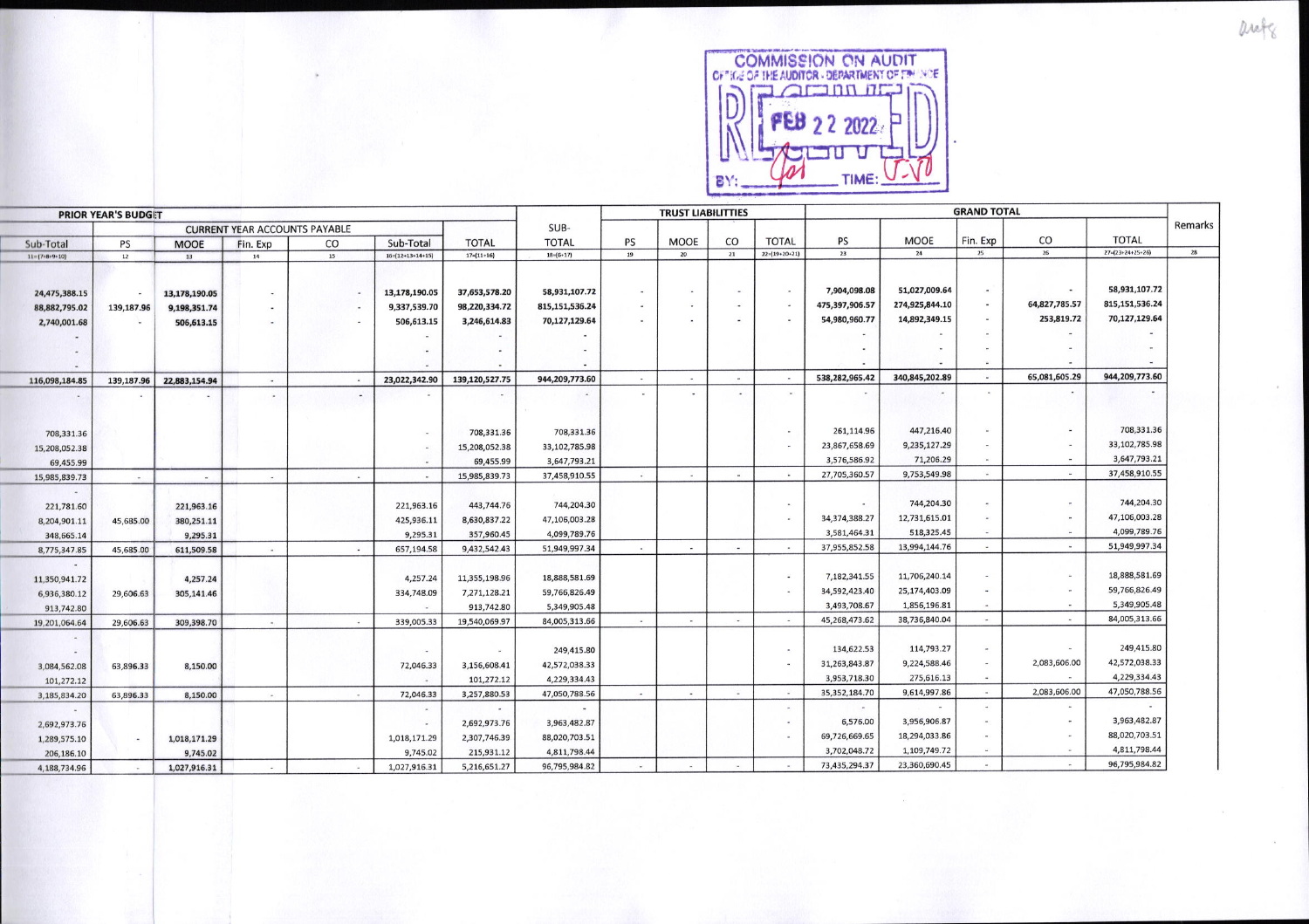COMMISSION ON AUDIT
OFFICE OF THE AUDITOR - DEPARTMENT OF FINANCE
RECEIVED
FEB 22 2022
BY: ______ TIME: ______

| PRIOR YEAR'S BUDGET | | | | | | | SUB-TOTAL | TRUST LIABILITIES | | | | GRAND TOTAL | | | | | Remarks |
|---|---|---|---|---|---|---|---|---|---|---|---|---|---|---|---|---|---|
| | CURRENT YEAR ACCOUNTS PAYABLE | | | | | | | | | | | | | | | | |
| Sub-Total | PS | MOOE | Fin. Exp | CO | Sub-Total | TOTAL | SUB-TOTAL | PS | MOOE | CO | TOTAL | PS | MOOE | Fin. Exp | CO | TOTAL | |
| 11=(7+8+9+10) | 12 | 13 | 14 | 15 | 16=(12+13+14+15) | 17=(11+16) | 18=(6+17) | 19 | 20 | 21 | 22=(19+20+21) | 23 | 24 | 25 | 26 | 27=(23+24+25+26) | 28 |
| 24,475,388.15 | - | 13,178,190.05 | - | - | 13,178,190.05 | 37,653,578.20 | 58,931,107.72 | - | - | - | - | 7,904,098.08 | 51,027,009.64 | - | - | 58,931,107.72 | |
| 88,882,795.02 | 139,187.96 | 9,198,351.74 | - | - | 9,337,539.70 | 98,220,334.72 | 815,151,536.24 | - | - | - | - | 475,397,906.57 | 274,925,844.10 | - | 64,827,785.57 | 815,151,536.24 | |
| 2,740,001.68 | - | 506,613.15 | - | - | 506,613.15 | 3,246,614.83 | 70,127,129.64 | - | - | - | - | 54,980,960.77 | 14,892,349.15 | - | 253,819.72 | 70,127,129.64 | |
| - | | | | | - | - | - | | | | | | | - | - | - | |
| - | | | | | - | - | - | | | | | - | - | - | - | - | |
| - | | | | | - | - | - | | | | | - | - | - | - | - | |
| 116,098,184.85 | 139,187.96 | 22,883,154.94 | - | - | 23,022,342.90 | 139,120,527.75 | 944,209,773.60 | - | - | - | - | 538,282,965.42 | 340,845,202.89 | - | 65,081,605.29 | 944,209,773.60 | |
| - | - | - | - | - | - | - | - | - | - | - | - | - | - | - | - | - | |
| 708,331.36 | | | | | - | 708,331.36 | 708,331.36 | | | | - | 261,114.96 | 447,216.40 | - | - | 708,331.36 | |
| 15,208,052.38 | | | | | - | 15,208,052.38 | 33,102,785.98 | | | | - | 23,867,658.69 | 9,235,127.29 | - | - | 33,102,785.98 | |
| 69,455.99 | | | | | - | 69,455.99 | 3,647,793.21 | | | | | 3,576,586.92 | 71,206.29 | - | - | 3,647,793.21 | |
| 15,985,839.73 | - | - | - | - | - | 15,985,839.73 | 37,458,910.55 | - | - | - | - | 27,705,360.57 | 9,753,549.98 | - | - | 37,458,910.55 | |
| - | | | | | | | | | | | | | | | | | |
| 221,781.60 | | 221,963.16 | | | 221,963.16 | 443,744.76 | 744,204.30 | | | | - | - | 744,204.30 | - | - | 744,204.30 | |
| 8,204,901.11 | 45,685.00 | 380,251.11 | | | 425,936.11 | 8,630,837.22 | 47,106,003.28 | | | | - | 34,374,388.27 | 12,731,615.01 | - | - | 47,106,003.28 | |
| 348,665.14 | | 9,295.31 | | | 9,295.31 | 357,960.45 | 4,099,789.76 | | | | | 3,581,464.31 | 518,325.45 | - | - | 4,099,789.76 | |
| 8,775,347.85 | 45,685.00 | 611,509.58 | - | - | 657,194.58 | 9,432,542.43 | 51,949,997.34 | - | - | - | - | 37,955,852.58 | 13,994,144.76 | - | - | 51,949,997.34 | |
| - | | | | | | | | | | | | | | | | | |
| 11,350,941.72 | | 4,257.24 | | | 4,257.24 | 11,355,198.96 | 18,888,581.69 | | | | - | 7,182,341.55 | 11,706,240.14 | - | - | 18,888,581.69 | |
| 6,936,380.12 | 29,606.63 | 305,141.46 | | | 334,748.09 | 7,271,128.21 | 59,766,826.49 | | | | - | 34,592,423.40 | 25,174,403.09 | - | - | 59,766,826.49 | |
| 913,742.80 | | | | | - | 913,742.80 | 5,349,905.48 | | | | | 3,493,708.67 | 1,856,196.81 | - | - | 5,349,905.48 | |
| 19,201,064.64 | 29,606.63 | 309,398.70 | - | - | 339,005.33 | 19,540,069.97 | 84,005,313.66 | - | - | - | - | 45,268,473.62 | 38,736,840.04 | - | - | 84,005,313.66 | |
| - | | | | | | | | | | | | | | | | | |
| - | | | | | - | - | 249,415.80 | | | | - | 134,622.53 | 114,793.27 | - | - | 249,415.80 | |
| 3,084,562.08 | 63,896.33 | 8,150.00 | | | 72,046.33 | 3,156,608.41 | 42,572,038.33 | | | | - | 31,263,843.87 | 9,224,588.46 | - | 2,083,606.00 | 42,572,038.33 | |
| 101,272.12 | | | | | - | 101,272.12 | 4,229,334.43 | | | | | 3,953,718.30 | 275,616.13 | - | - | 4,229,334.43 | |
| 3,185,834.20 | 63,896.33 | 8,150.00 | - | - | 72,046.33 | 3,257,880.53 | 47,050,788.56 | - | - | - | - | 35,352,184.70 | 9,614,997.86 | - | 2,083,606.00 | 47,050,788.56 | |
| - | | | | | - | - | - | | | | - | - | - | - | - | - | |
| 2,692,973.76 | | | | | - | 2,692,973.76 | 3,963,482.87 | | | | - | 6,576.00 | 3,956,906.87 | - | - | 3,963,482.87 | |
| 1,289,575.10 | - | 1,018,171.29 | | | 1,018,171.29 | 2,307,746.39 | 88,020,703.51 | | | | - | 69,726,669.65 | 18,294,033.86 | - | - | 88,020,703.51 | |
| 206,186.10 | | 9,745.02 | | | 9,745.02 | 215,931.12 | 4,811,798.44 | | | | | 3,702,048.72 | 1,109,749.72 | - | - | 4,811,798.44 | |
| 4,188,734.96 | - | 1,027,916.31 | - | - | 1,027,916.31 | 5,216,651.27 | 96,795,984.82 | - | - | - | - | 73,435,294.37 | 23,360,690.45 | - | - | 96,795,984.82 | |